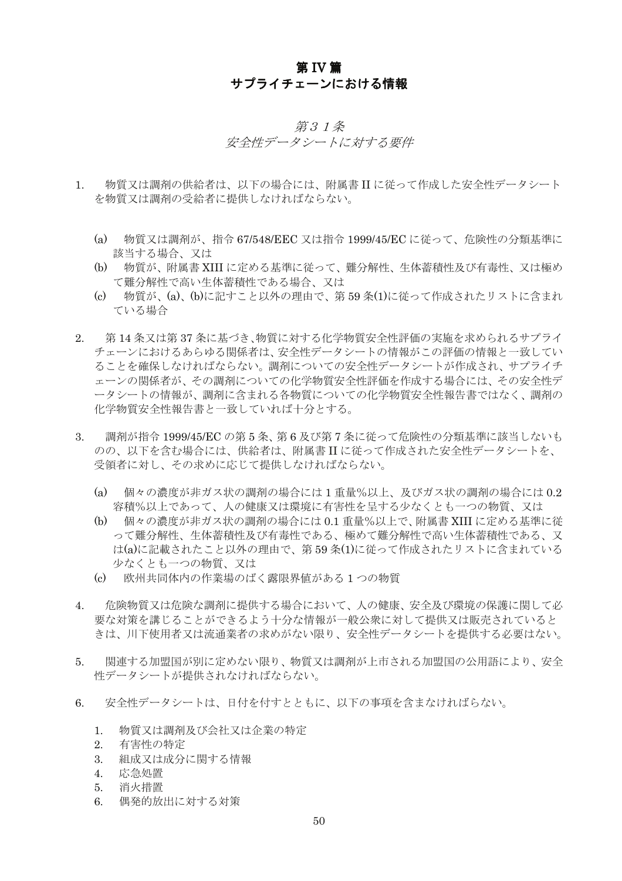# 第 IV 篇
# サプライチェーンにおける情報

## *第３１条*
## *安全性データシートに対する要件*

1. 物質又は調剤の供給者は、以下の場合には、附属書 II に従って作成した安全性データシートを物質又は調剤の受給者に提供しなければならない。

   (a) 物質又は調剤が、指令 67/548/EEC 又は指令 1999/45/EC に従って、危険性の分類基準に該当する場合、又は
   (b) 物質が、附属書 XIII に定める基準に従って、難分解性、生体蓄積性及び有毒性、又は極めて難分解性で高い生体蓄積性である場合、又は
   (c) 物質が、(a)、(b)に記すこと以外の理由で、第 59 条(1)に従って作成されたリストに含まれている場合

2. 第 14 条又は第 37 条に基づき､物質に対する化学物質安全性評価の実施を求められるサプライチェーンにおけるあらゆる関係者は、安全性データシートの情報がこの評価の情報と一致していることを確保しなければならない。調剤についての安全性データシートが作成され、サプライチェーンの関係者が、その調剤についての化学物質安全性評価を作成する場合には、その安全性データシートの情報が、調剤に含まれる各物質についての化学物質安全性報告書ではなく、調剤の化学物質安全性報告書と一致していれば十分とする。

3. 調剤が指令 1999/45/EC の第 5 条、第 6 及び第 7 条に従って危険性の分類基準に該当しないものの、以下を含む場合には、供給者は、附属書 II に従って作成された安全性データシートを、受領者に対し、その求めに応じて提供しなければならない。

   (a) 個々の濃度が非ガス状の調剤の場合には 1 重量%以上、及びガス状の調剤の場合には 0.2 容積%以上であって、人の健康又は環境に有害性を呈する少なくとも一つの物質、又は
   (b) 個々の濃度が非ガス状の調剤の場合には 0.1 重量%以上で､附属書 XIII に定める基準に従って難分解性、生体蓄積性及び有毒性である、極めて難分解性で高い生体蓄積性である、又は(a)に記載されたこと以外の理由で、第 59 条(1)に従って作成されたリストに含まれている少なくとも一つの物質、又は
   (c) 欧州共同体内の作業場のばく露限界値がある 1 つの物質

4. 危険物質又は危険な調剤に提供する場合において、人の健康、安全及び環境の保護に関して必要な対策を講じることができるよう十分な情報が一般公衆に対して提供又は販売されているときは、川下使用者又は流通業者の求めがない限り、安全性データシートを提供する必要はない。

5. 関連する加盟国が別に定めない限り、物質又は調剤が上市される加盟国の公用語により、安全性データシートが提供されなければならない。

6. 安全性データシートは、日付を付すとともに、以下の事項を含まなければらない。

   1. 物質又は調剤及び会社又は企業の特定
   2. 有害性の特定
   3. 組成又は成分に関する情報
   4. 応急処置
   5. 消火措置
   6. 偶発的放出に対する対策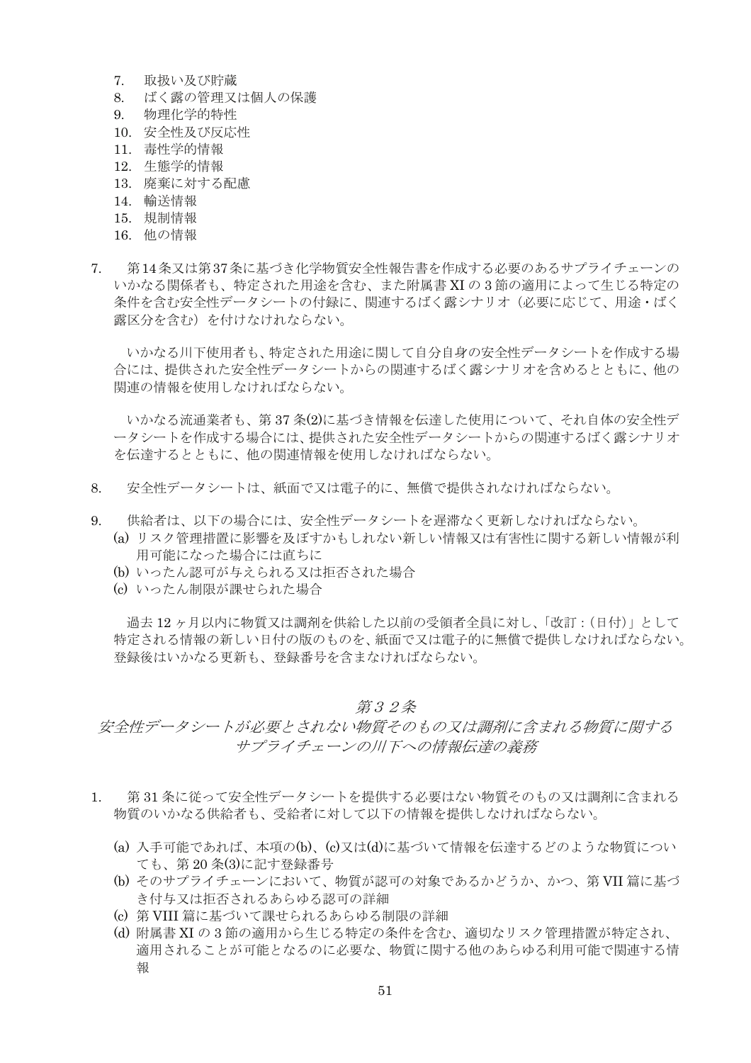7. 取扱い及び貯蔵
8. ばく露の管理又は個人の保護
9. 物理化学的特性
10. 安全性及び反応性
11. 毒性学的情報
12. 生態学的情報
13. 廃棄に対する配慮
14. 輸送情報
15. 規制情報
16. 他の情報

7. 第14条又は第37条に基づき化学物質安全性報告書を作成する必要のあるサプライチェーンのいかなる関係者も、特定された用途を含む、また附属書 XI の 3 節の適用によって生じる特定の条件を含む安全性データシートの付録に、関連するばく露シナリオ（必要に応じて、用途・ばく露区分を含む）を付けなければならない。

 いかなる川下使用者も、特定された用途に関して自分自身の安全性データシートを作成する場合には、提供された安全性データシートからの関連するばく露シナリオを含めるとともに、他の関連の情報を使用しなければならない。

 いかなる流通業者も、第 37 条(2)に基づき情報を伝達した使用について、それ自体の安全性データシートを作成する場合には、提供された安全性データシートからの関連するばく露シナリオを伝達するとともに、他の関連情報を使用しなければならない。

8. 安全性データシートは、紙面で又は電子的に、無償で提供されなければならない。

9. 供給者は、以下の場合には、安全性データシートを遅滞なく更新しなければならない。
   (a) リスク管理措置に影響を及ぼすかもしれない新しい情報又は有害性に関する新しい情報が利用可能になった場合には直ちに
   (b) いったん認可が与えられる又は拒否された場合
   (c) いったん制限が課せられた場合

 過去 12 ヶ月以内に物質又は調剤を供給した以前の受領者全員に対し、「改訂：(日付)」として特定される情報の新しい日付の版のものを、紙面で又は電子的に無償で提供しなければならない。登録後はいかなる更新も、登録番号を含まなければならない。

## *第３２条*
## *安全性データシートが必要とされない物質そのもの又は調剤に含まれる物質に関するサプライチェーンの川下への情報伝達の義務*

1. 第 31 条に従って安全性データシートを提供する必要はない物質そのもの又は調剤に含まれる物質のいかなる供給者も、受給者に対して以下の情報を提供しなければならない。

   (a) 入手可能であれば、本項の(b)、(c)又は(d)に基づいて情報を伝達するどのような物質についても、第 20 条(3)に記す登録番号
   (b) そのサプライチェーンにおいて、物質が認可の対象であるかどうか、かつ、第 VII 篇に基づき付与又は拒否されるあらゆる認可の詳細
   (c) 第 VIII 篇に基づいて課せられるあらゆる制限の詳細
   (d) 附属書 XI の 3 節の適用から生じる特定の条件を含む、適切なリスク管理措置が特定され、適用されることが可能となるのに必要な、物質に関する他のあらゆる利用可能で関連する情報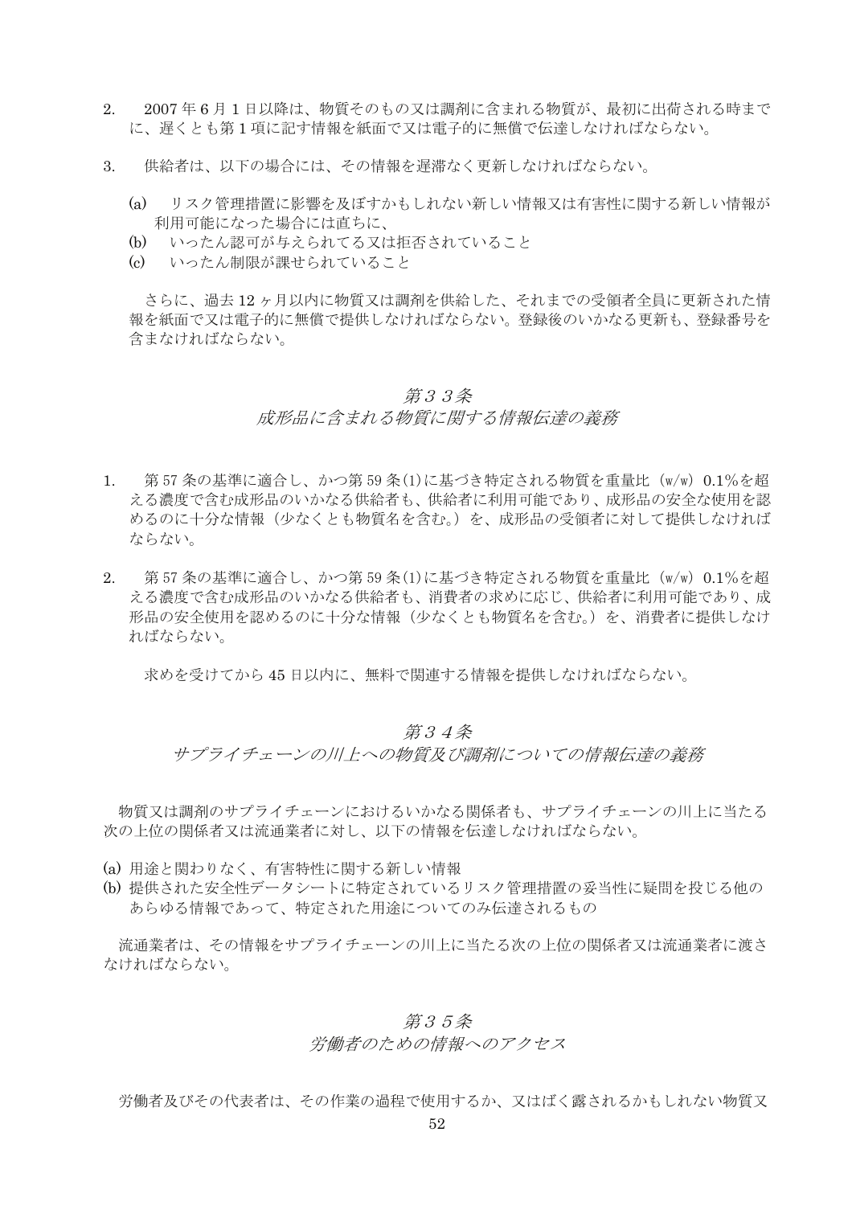2. 2007 年 6 月 1 日以降は、物質そのもの又は調剤に含まれる物質が、最初に出荷される時までに、遅くとも第 1 項に記す情報を紙面で又は電子的に無償で伝達しなければならない。

3. 供給者は、以下の場合には、その情報を遅滞なく更新しなければならない。

   (a) リスク管理措置に影響を及ぼすかもしれない新しい情報又は有害性に関する新しい情報が利用可能になった場合には直ちに、
   (b) いったん認可が与えられてる又は拒否されていること
   (c) いったん制限が課せられていること

   さらに、過去 12 ヶ月以内に物質又は調剤を供給した、それまでの受領者全員に更新された情報を紙面で又は電子的に無償で提供しなければならない。登録後のいかなる更新も、登録番号を含まなければならない。

## *第３３条*
## *成形品に含まれる物質に関する情報伝達の義務*

1. 第 57 条の基準に適合し、かつ第 59 条(1)に基づき特定される物質を重量比（w/w）0.1％を超える濃度で含む成形品のいかなる供給者も、供給者に利用可能であり、成形品の安全な使用を認めるのに十分な情報（少なくとも物質名を含む。）を、成形品の受領者に対して提供しなければならない。

2. 第 57 条の基準に適合し、かつ第 59 条(1)に基づき特定される物質を重量比（w/w）0.1％を超える濃度で含む成形品のいかなる供給者も、消費者の求めに応じ、供給者に利用可能であり、成形品の安全使用を認めるのに十分な情報（少なくとも物質名を含む。）を、消費者に提供しなければならない。

   求めを受けてから 45 日以内に、無料で関連する情報を提供しなければならない。

## *第３４条*
## *サプライチェーンの川上への物質及び調剤についての情報伝達の義務*

物質又は調剤のサプライチェーンにおけるいかなる関係者も、サプライチェーンの川上に当たる次の上位の関係者又は流通業者に対し、以下の情報を伝達しなければならない。

(a) 用途と関わりなく、有害特性に関する新しい情報
(b) 提供された安全性データシートに特定されているリスク管理措置の妥当性に疑問を投じる他のあらゆる情報であって、特定された用途についてのみ伝達されるもの

流通業者は、その情報をサプライチェーンの川上に当たる次の上位の関係者又は流通業者に渡さなければならない。

## *第３５条*
## *労働者のための情報へのアクセス*

労働者及びその代表者は、その作業の過程で使用するか、又はばく露されるかもしれない物質又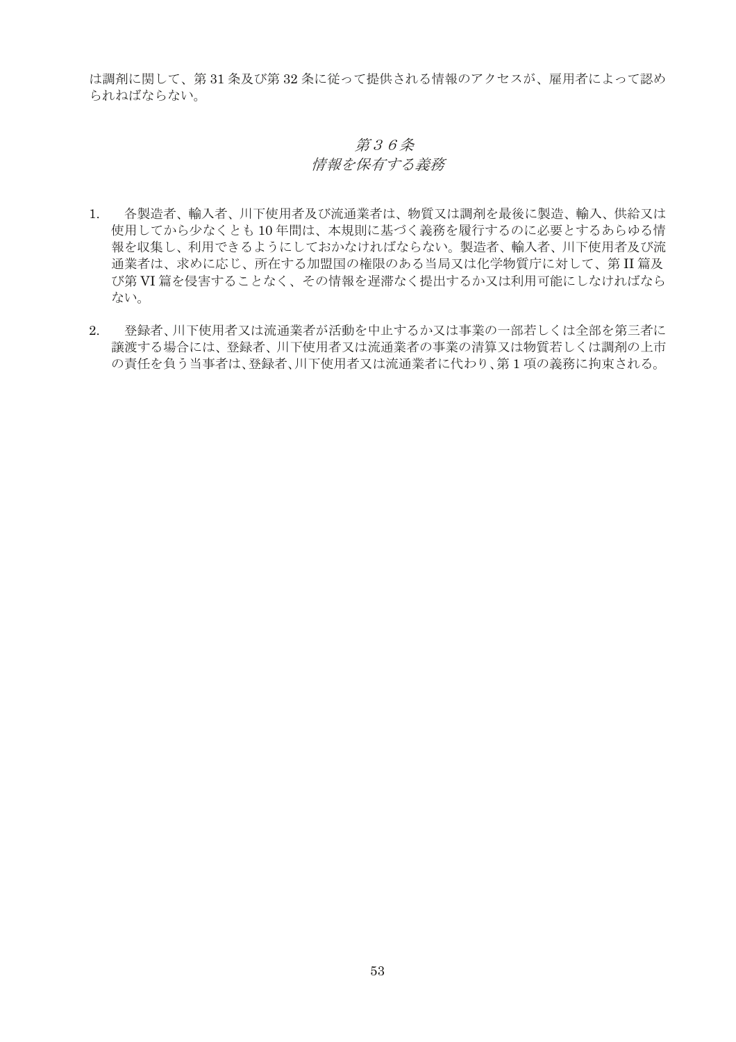は調剤に関して、第 31 条及び第 32 条に従って提供される情報のアクセスが、雇用者によって認められねばならない。

## *第３６条*
## *情報を保有する義務*

1. 各製造者、輸入者、川下使用者及び流通業者は、物質又は調剤を最後に製造、輸入、供給又は使用してから少なくとも 10 年間は、本規則に基づく義務を履行するのに必要とするあらゆる情報を収集し、利用できるようにしておかなければならない。製造者、輸入者、川下使用者及び流通業者は、求めに応じ、所在する加盟国の権限のある当局又は化学物質庁に対して、第 II 篇及び第 VI 篇を侵害することなく、その情報を遅滞なく提出するか又は利用可能にしなければならない。

2. 登録者、川下使用者又は流通業者が活動を中止するか又は事業の一部若しくは全部を第三者に譲渡する場合には、登録者、川下使用者又は流通業者の事業の清算又は物質若しくは調剤の上市の責任を負う当事者は、登録者、川下使用者又は流通業者に代わり、第 1 項の義務に拘束される。